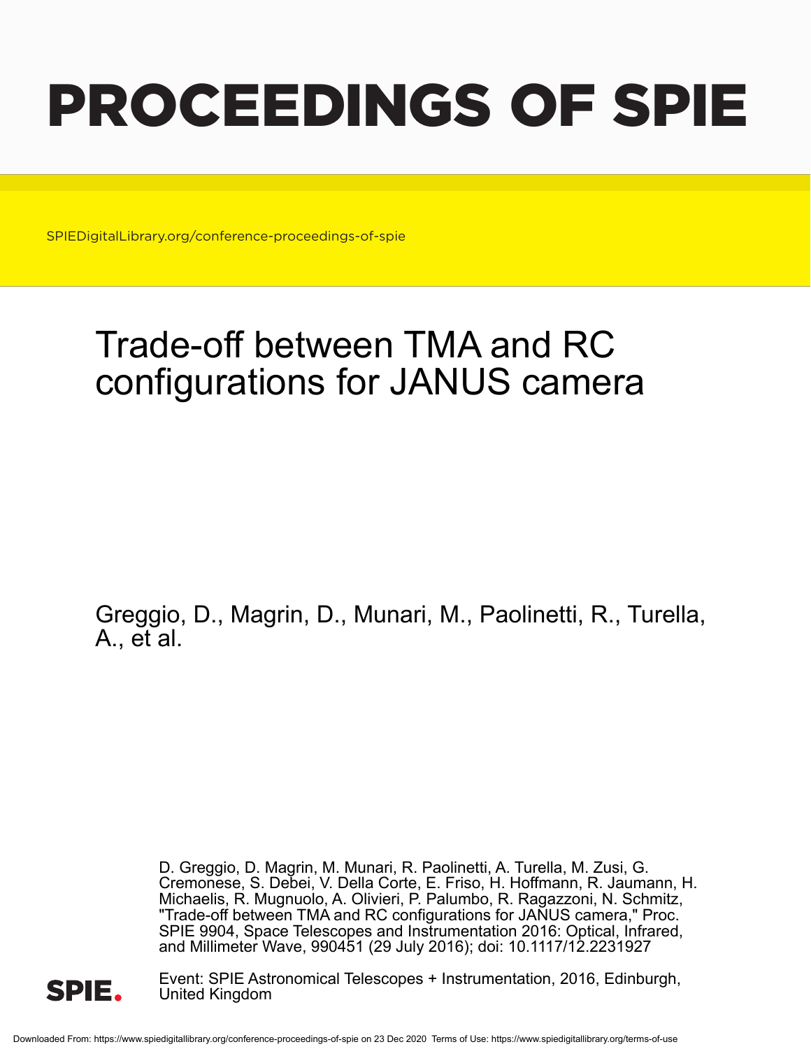# PROCEEDINGS OF SPIE

SPIEDigitalLibrary.org/conference-proceedings-of-spie

# Trade-off between TMA and RC configurations for JANUS camera

Greggio, D., Magrin, D., Munari, M., Paolinetti, R., Turella, A., et al.

D. Greggio, D. Magrin, M. Munari, R. Paolinetti, A. Turella, M. Zusi, G. Cremonese, S. Debei, V. Della Corte, E. Friso, H. Hoffmann, R. Jaumann, H. Michaelis, R. Mugnuolo, A. Olivieri, P. Palumbo, R. Ragazzoni, N. Schmitz, "Trade-off between TMA and RC configurations for JANUS camera," Proc. SPIE 9904, Space Telescopes and Instrumentation 2016: Optical, Infrared, and Millimeter Wave, 990451 (29 July 2016); doi: 10.1117/12.2231927

Event: SPIE Astronomical Telescopes + Instrumentation, 2016, Edinburgh, United Kingdom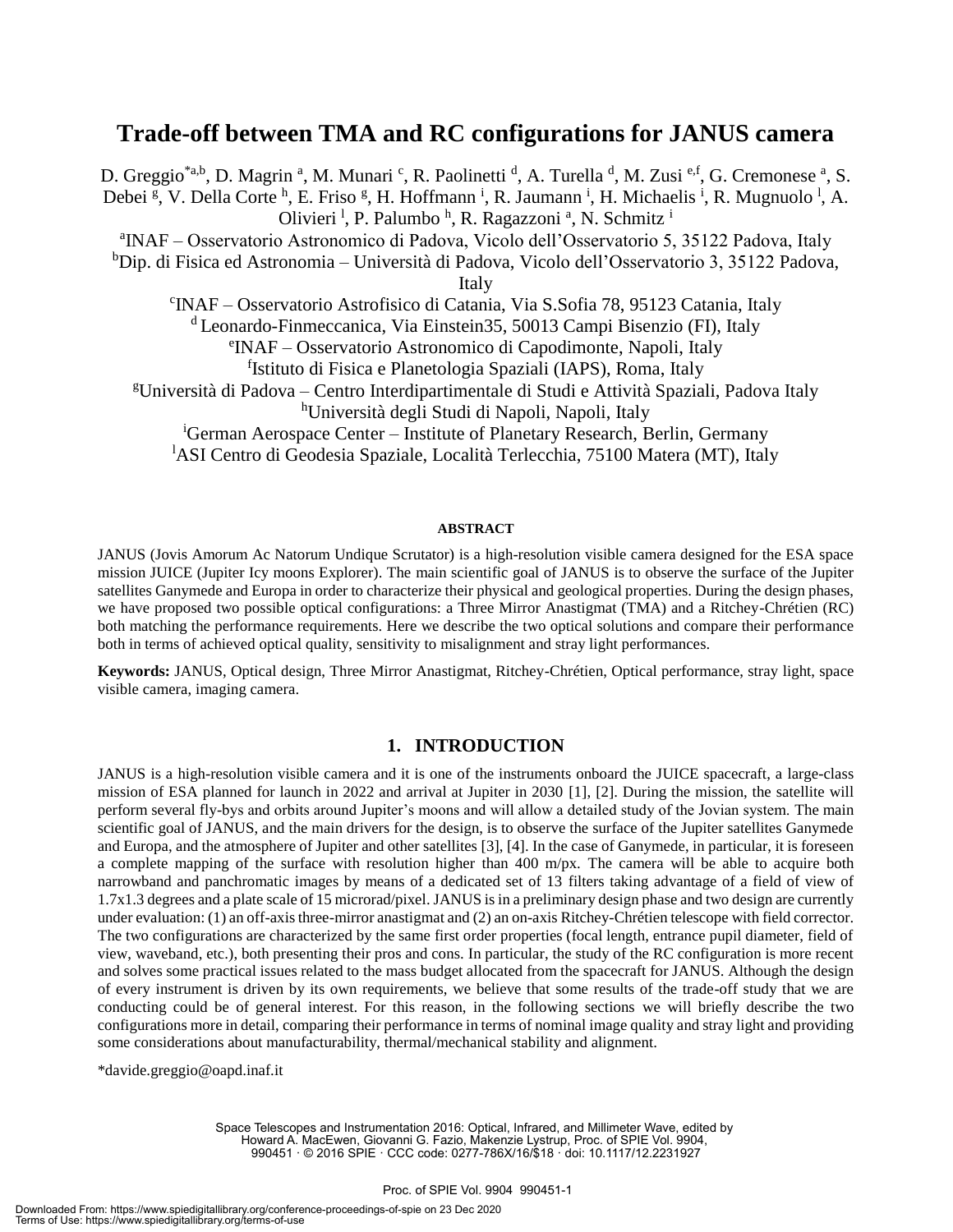# Trade-off between TMA and RC configurations for JANUS camera

D. Greggio[*a,b], D. Magrin [a], M. Munari [c], R. Paolinetti [d], A. Turella [d], M. Zusi [e,f], G. Cremonese [a], S. Debei [g], V. Della Corte [h], E. Friso [g], H. Hoffmann [i], R. Jaumann [i], H. Michaelis [i], R. Mugnuolo [l], A. Olivieri [l], P. Palumbo [h], R. Ragazzoni [a], N. Schmitz [i]

[a]INAF – Osservatorio Astronomico di Padova, Vicolo dell'Osservatorio 5, 35122 Padova, Italy
[b]Dip. di Fisica ed Astronomia – Università di Padova, Vicolo dell'Osservatorio 3, 35122 Padova, Italy
[c]INAF – Osservatorio Astrofisico di Catania, Via S.Sofia 78, 95123 Catania, Italy
[d] Leonardo-Finmeccanica, Via Einstein35, 50013 Campi Bisenzio (FI), Italy
[e]INAF – Osservatorio Astronomico di Capodimonte, Napoli, Italy
[f]Istituto di Fisica e Planetologia Spaziali (IAPS), Roma, Italy
[g]Università di Padova – Centro Interdipartimentale di Studi e Attività Spaziali, Padova Italy
[h]Università degli Studi di Napoli, Napoli, Italy
[i]German Aerospace Center – Institute of Planetary Research, Berlin, Germany
[l]ASI Centro di Geodesia Spaziale, Località Terlecchia, 75100 Matera (MT), Italy

**ABSTRACT**

JANUS (Jovis Amorum Ac Natorum Undique Scrutator) is a high-resolution visible camera designed for the ESA space mission JUICE (Jupiter Icy moons Explorer). The main scientific goal of JANUS is to observe the surface of the Jupiter satellites Ganymede and Europa in order to characterize their physical and geological properties. During the design phases, we have proposed two possible optical configurations: a Three Mirror Anastigmat (TMA) and a Ritchey-Chrétien (RC) both matching the performance requirements. Here we describe the two optical solutions and compare their performance both in terms of achieved optical quality, sensitivity to misalignment and stray light performances.

**Keywords:** JANUS, Optical design, Three Mirror Anastigmat, Ritchey-Chrétien, Optical performance, stray light, space visible camera, imaging camera.

## 1. INTRODUCTION

JANUS is a high-resolution visible camera and it is one of the instruments onboard the JUICE spacecraft, a large-class mission of ESA planned for launch in 2022 and arrival at Jupiter in 2030 [1], [2]. During the mission, the satellite will perform several fly-bys and orbits around Jupiter's moons and will allow a detailed study of the Jovian system. The main scientific goal of JANUS, and the main drivers for the design, is to observe the surface of the Jupiter satellites Ganymede and Europa, and the atmosphere of Jupiter and other satellites [3], [4]. In the case of Ganymede, in particular, it is foreseen a complete mapping of the surface with resolution higher than 400 m/px. The camera will be able to acquire both narrowband and panchromatic images by means of a dedicated set of 13 filters taking advantage of a field of view of 1.7x1.3 degrees and a plate scale of 15 microrad/pixel. JANUS is in a preliminary design phase and two design are currently under evaluation: (1) an off-axis three-mirror anastigmat and (2) an on-axis Ritchey-Chrétien telescope with field corrector. The two configurations are characterized by the same first order properties (focal length, entrance pupil diameter, field of view, waveband, etc.), both presenting their pros and cons. In particular, the study of the RC configuration is more recent and solves some practical issues related to the mass budget allocated from the spacecraft for JANUS. Although the design of every instrument is driven by its own requirements, we believe that some results of the trade-off study that we are conducting could be of general interest. For this reason, in the following sections we will briefly describe the two configurations more in detail, comparing their performance in terms of nominal image quality and stray light and providing some considerations about manufacturability, thermal/mechanical stability and alignment.

*davide.greggio@oapd.inaf.it

Space Telescopes and Instrumentation 2016: Optical, Infrared, and Millimeter Wave, edited by Howard A. MacEwen, Giovanni G. Fazio, Makenzie Lystrup, Proc. of SPIE Vol. 9904, 990451 · © 2016 SPIE · CCC code: 0277-786X/16/$18 · doi: 10.1117/12.2231927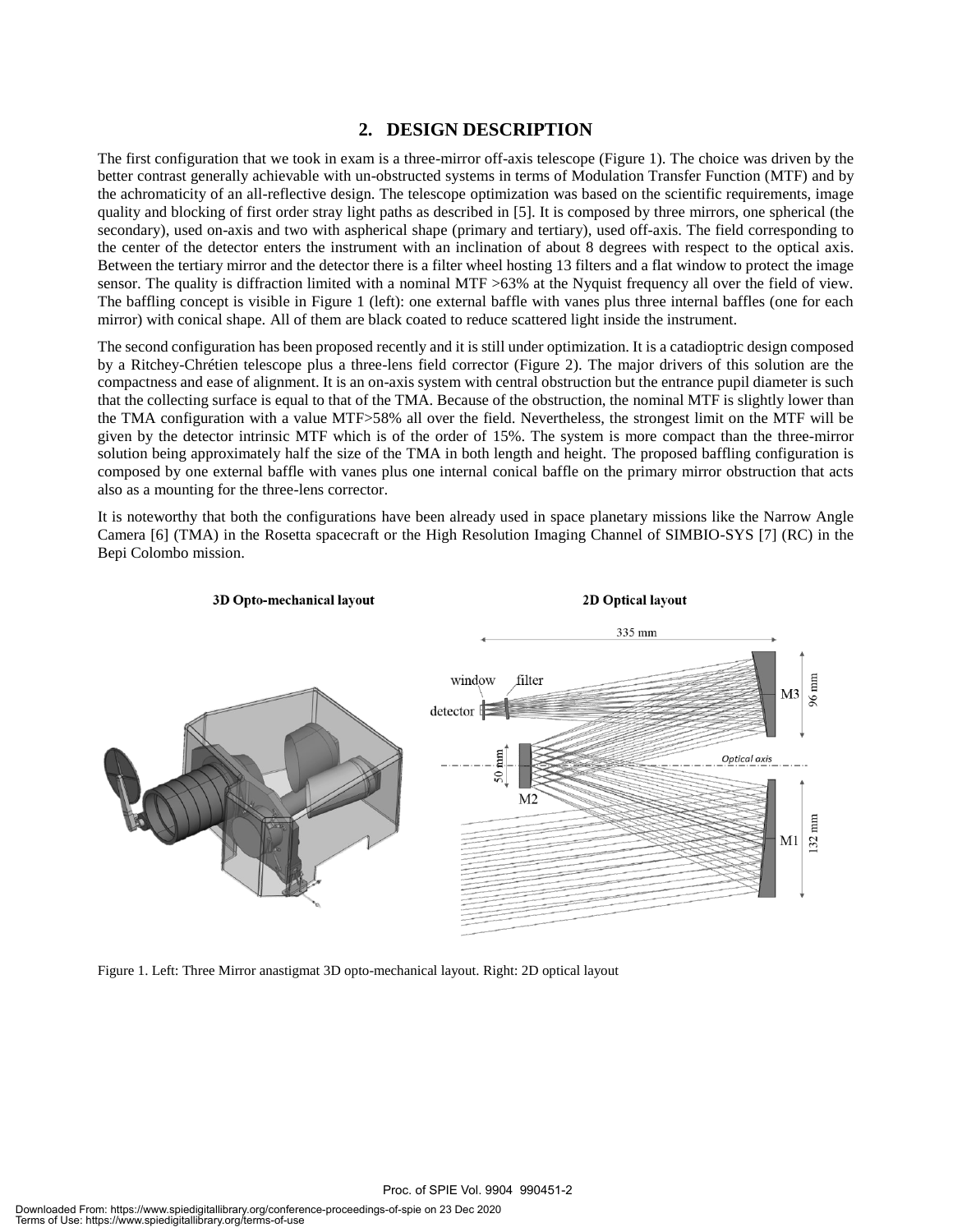## 2. DESIGN DESCRIPTION

The first configuration that we took in exam is a three-mirror off-axis telescope (Figure 1). The choice was driven by the better contrast generally achievable with un-obstructed systems in terms of Modulation Transfer Function (MTF) and by the achromaticity of an all-reflective design. The telescope optimization was based on the scientific requirements, image quality and blocking of first order stray light paths as described in [5]. It is composed by three mirrors, one spherical (the secondary), used on-axis and two with aspherical shape (primary and tertiary), used off-axis. The field corresponding to the center of the detector enters the instrument with an inclination of about 8 degrees with respect to the optical axis. Between the tertiary mirror and the detector there is a filter wheel hosting 13 filters and a flat window to protect the image sensor. The quality is diffraction limited with a nominal MTF >63% at the Nyquist frequency all over the field of view. The baffling concept is visible in Figure 1 (left): one external baffle with vanes plus three internal baffles (one for each mirror) with conical shape. All of them are black coated to reduce scattered light inside the instrument.

The second configuration has been proposed recently and it is still under optimization. It is a catadioptric design composed by a Ritchey-Chrétien telescope plus a three-lens field corrector (Figure 2). The major drivers of this solution are the compactness and ease of alignment. It is an on-axis system with central obstruction but the entrance pupil diameter is such that the collecting surface is equal to that of the TMA. Because of the obstruction, the nominal MTF is slightly lower than the TMA configuration with a value MTF>58% all over the field. Nevertheless, the strongest limit on the MTF will be given by the detector intrinsic MTF which is of the order of 15%. The system is more compact than the three-mirror solution being approximately half the size of the TMA in both length and height. The proposed baffling configuration is composed by one external baffle with vanes plus one internal conical baffle on the primary mirror obstruction that acts also as a mounting for the three-lens corrector.

It is noteworthy that both the configurations have been already used in space planetary missions like the Narrow Angle Camera [6] (TMA) in the Rosetta spacecraft or the High Resolution Imaging Channel of SIMBIO-SYS [7] (RC) in the Bepi Colombo mission.

Figure 1. Left: Three Mirror anastigmat 3D opto-mechanical layout. Right: 2D optical layout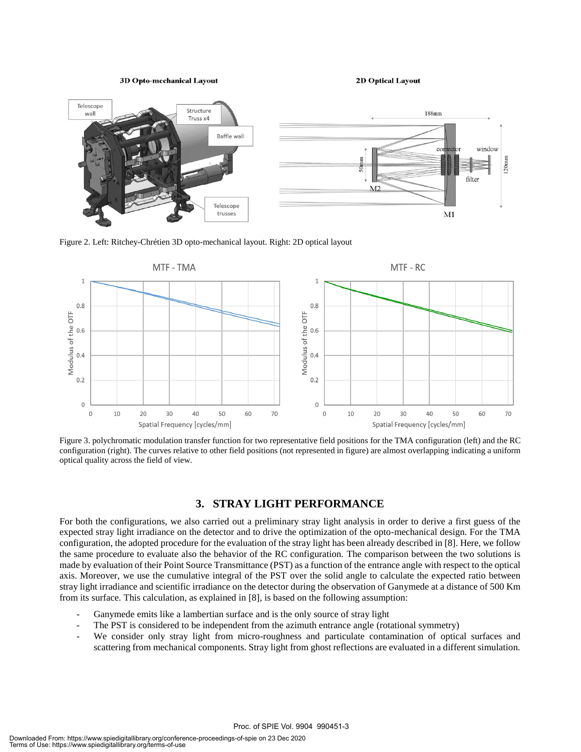Figure 2. Left: Ritchey-Chrétien 3D opto-mechanical layout. Right: 2D optical layout

Figure 3. polychromatic modulation transfer function for two representative field positions for the TMA configuration (left) and the RC configuration (right). The curves relative to other field positions (not represented in figure) are almost overlapping indicating a uniform optical quality across the field of view.

## 3. STRAY LIGHT PERFORMANCE

For both the configurations, we also carried out a preliminary stray light analysis in order to derive a first guess of the expected stray light irradiance on the detector and to drive the optimization of the opto-mechanical design. For the TMA configuration, the adopted procedure for the evaluation of the stray light has been already described in [8]. Here, we follow the same procedure to evaluate also the behavior of the RC configuration. The comparison between the two solutions is made by evaluation of their Point Source Transmittance (PST) as a function of the entrance angle with respect to the optical axis. Moreover, we use the cumulative integral of the PST over the solid angle to calculate the expected ratio between stray light irradiance and scientific irradiance on the detector during the observation of Ganymede at a distance of 500 Km from its surface. This calculation, as explained in [8], is based on the following assumption:

- Ganymede emits like a lambertian surface and is the only source of stray light
- The PST is considered to be independent from the azimuth entrance angle (rotational symmetry)
- We consider only stray light from micro-roughness and particulate contamination of optical surfaces and scattering from mechanical components. Stray light from ghost reflections are evaluated in a different simulation.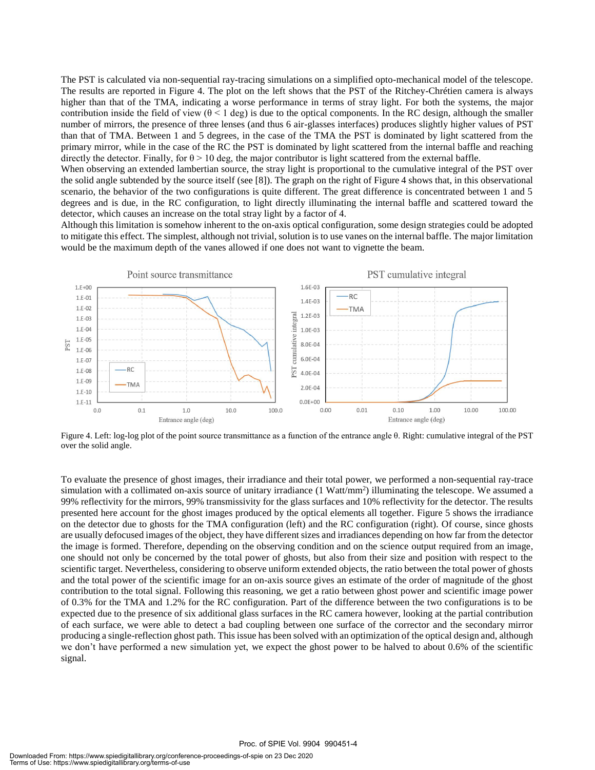The PST is calculated via non-sequential ray-tracing simulations on a simplified opto-mechanical model of the telescope. The results are reported in Figure 4. The plot on the left shows that the PST of the Ritchey-Chrétien camera is always higher than that of the TMA, indicating a worse performance in terms of stray light. For both the systems, the major contribution inside the field of view ($\theta < 1$ deg) is due to the optical components. In the RC design, although the smaller number of mirrors, the presence of three lenses (and thus 6 air-glasses interfaces) produces slightly higher values of PST than that of TMA. Between 1 and 5 degrees, in the case of the TMA the PST is dominated by light scattered from the primary mirror, while in the case of the RC the PST is dominated by light scattered from the internal baffle and reaching directly the detector. Finally, for $\theta > 10$ deg, the major contributor is light scattered from the external baffle.

When observing an extended lambertian source, the stray light is proportional to the cumulative integral of the PST over the solid angle subtended by the source itself (see [8]). The graph on the right of Figure 4 shows that, in this observational scenario, the behavior of the two configurations is quite different. The great difference is concentrated between 1 and 5 degrees and is due, in the RC configuration, to light directly illuminating the internal baffle and scattered toward the detector, which causes an increase on the total stray light by a factor of 4.

Although this limitation is somehow inherent to the on-axis optical configuration, some design strategies could be adopted to mitigate this effect. The simplest, although not trivial, solution is to use vanes on the internal baffle. The major limitation would be the maximum depth of the vanes allowed if one does not want to vignette the beam.

Figure 4. Left: log-log plot of the point source transmittance as a function of the entrance angle θ. Right: cumulative integral of the PST over the solid angle.

To evaluate the presence of ghost images, their irradiance and their total power, we performed a non-sequential ray-trace simulation with a collimated on-axis source of unitary irradiance (1 Watt/mm$^2$) illuminating the telescope. We assumed a 99% reflectivity for the mirrors, 99% transmissivity for the glass surfaces and 10% reflectivity for the detector. The results presented here account for the ghost images produced by the optical elements all together. Figure 5 shows the irradiance on the detector due to ghosts for the TMA configuration (left) and the RC configuration (right). Of course, since ghosts are usually defocused images of the object, they have different sizes and irradiances depending on how far from the detector the image is formed. Therefore, depending on the observing condition and on the science output required from an image, one should not only be concerned by the total power of ghosts, but also from their size and position with respect to the scientific target. Nevertheless, considering to observe uniform extended objects, the ratio between the total power of ghosts and the total power of the scientific image for an on-axis source gives an estimate of the order of magnitude of the ghost contribution to the total signal. Following this reasoning, we get a ratio between ghost power and scientific image power of 0.3% for the TMA and 1.2% for the RC configuration. Part of the difference between the two configurations is to be expected due to the presence of six additional glass surfaces in the RC camera however, looking at the partial contribution of each surface, we were able to detect a bad coupling between one surface of the corrector and the secondary mirror producing a single-reflection ghost path. This issue has been solved with an optimization of the optical design and, although we don't have performed a new simulation yet, we expect the ghost power to be halved to about 0.6% of the scientific signal.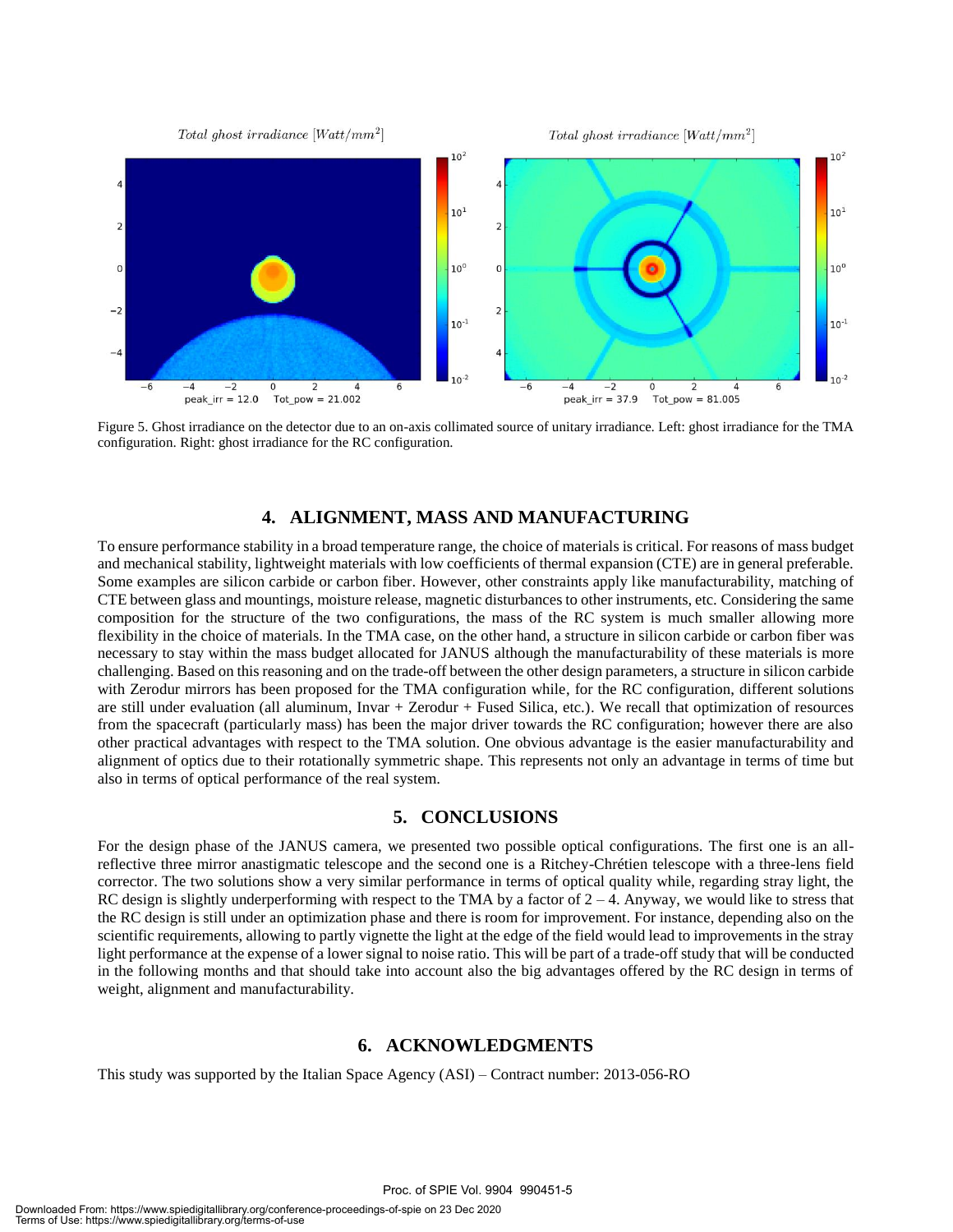Total ghost irradiance [Watt/mm$^2$]

peak_irr = 12.0 Tot_pow = 21.002

Total ghost irradiance [Watt/mm$^2$]

peak_irr = 37.9 Tot_pow = 81.005

Figure 5. Ghost irradiance on the detector due to an on-axis collimated source of unitary irradiance. Left: ghost irradiance for the TMA configuration. Right: ghost irradiance for the RC configuration.

## 4. ALIGNMENT, MASS AND MANUFACTURING

To ensure performance stability in a broad temperature range, the choice of materials is critical. For reasons of mass budget and mechanical stability, lightweight materials with low coefficients of thermal expansion (CTE) are in general preferable. Some examples are silicon carbide or carbon fiber. However, other constraints apply like manufacturability, matching of CTE between glass and mountings, moisture release, magnetic disturbances to other instruments, etc. Considering the same composition for the structure of the two configurations, the mass of the RC system is much smaller allowing more flexibility in the choice of materials. In the TMA case, on the other hand, a structure in silicon carbide or carbon fiber was necessary to stay within the mass budget allocated for JANUS although the manufacturability of these materials is more challenging. Based on this reasoning and on the trade-off between the other design parameters, a structure in silicon carbide with Zerodur mirrors has been proposed for the TMA configuration while, for the RC configuration, different solutions are still under evaluation (all aluminum, Invar + Zerodur + Fused Silica, etc.). We recall that optimization of resources from the spacecraft (particularly mass) has been the major driver towards the RC configuration; however there are also other practical advantages with respect to the TMA solution. One obvious advantage is the easier manufacturability and alignment of optics due to their rotationally symmetric shape. This represents not only an advantage in terms of time but also in terms of optical performance of the real system.

## 5. CONCLUSIONS

For the design phase of the JANUS camera, we presented two possible optical configurations. The first one is an all-reflective three mirror anastigmatic telescope and the second one is a Ritchey-Chrétien telescope with a three-lens field corrector. The two solutions show a very similar performance in terms of optical quality while, regarding stray light, the RC design is slightly underperforming with respect to the TMA by a factor of 2 – 4. Anyway, we would like to stress that the RC design is still under an optimization phase and there is room for improvement. For instance, depending also on the scientific requirements, allowing to partly vignette the light at the edge of the field would lead to improvements in the stray light performance at the expense of a lower signal to noise ratio. This will be part of a trade-off study that will be conducted in the following months and that should take into account also the big advantages offered by the RC design in terms of weight, alignment and manufacturability.

## 6. ACKNOWLEDGMENTS

This study was supported by the Italian Space Agency (ASI) – Contract number: 2013-056-RO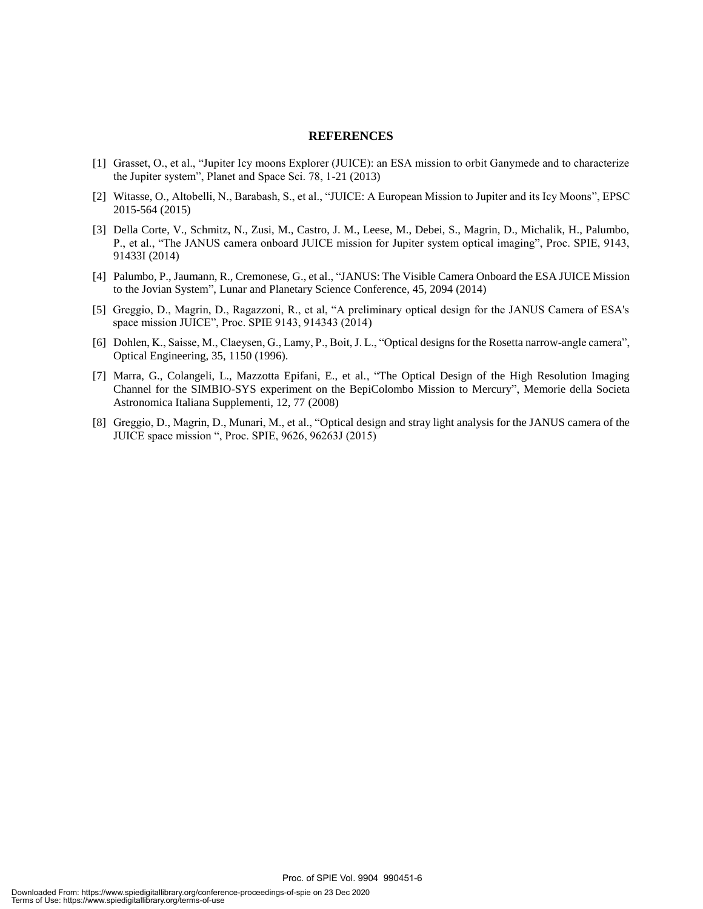## REFERENCES

[1] Grasset, O., et al., "Jupiter Icy moons Explorer (JUICE): an ESA mission to orbit Ganymede and to characterize the Jupiter system", Planet and Space Sci. 78, 1-21 (2013)

[2] Witasse, O., Altobelli, N., Barabash, S., et al., "JUICE: A European Mission to Jupiter and its Icy Moons", EPSC 2015-564 (2015)

[3] Della Corte, V., Schmitz, N., Zusi, M., Castro, J. M., Leese, M., Debei, S., Magrin, D., Michalik, H., Palumbo, P., et al., "The JANUS camera onboard JUICE mission for Jupiter system optical imaging", Proc. SPIE, 9143, 91433I (2014)

[4] Palumbo, P., Jaumann, R., Cremonese, G., et al., "JANUS: The Visible Camera Onboard the ESA JUICE Mission to the Jovian System", Lunar and Planetary Science Conference, 45, 2094 (2014)

[5] Greggio, D., Magrin, D., Ragazzoni, R., et al, "A preliminary optical design for the JANUS Camera of ESA's space mission JUICE", Proc. SPIE 9143, 914343 (2014)

[6] Dohlen, K., Saisse, M., Claeysen, G., Lamy, P., Boit, J. L., "Optical designs for the Rosetta narrow-angle camera", Optical Engineering, 35, 1150 (1996).

[7] Marra, G., Colangeli, L., Mazzotta Epifani, E., et al., "The Optical Design of the High Resolution Imaging Channel for the SIMBIO-SYS experiment on the BepiColombo Mission to Mercury", Memorie della Societa Astronomica Italiana Supplementi, 12, 77 (2008)

[8] Greggio, D., Magrin, D., Munari, M., et al., "Optical design and stray light analysis for the JANUS camera of the JUICE space mission ", Proc. SPIE, 9626, 96263J (2015)